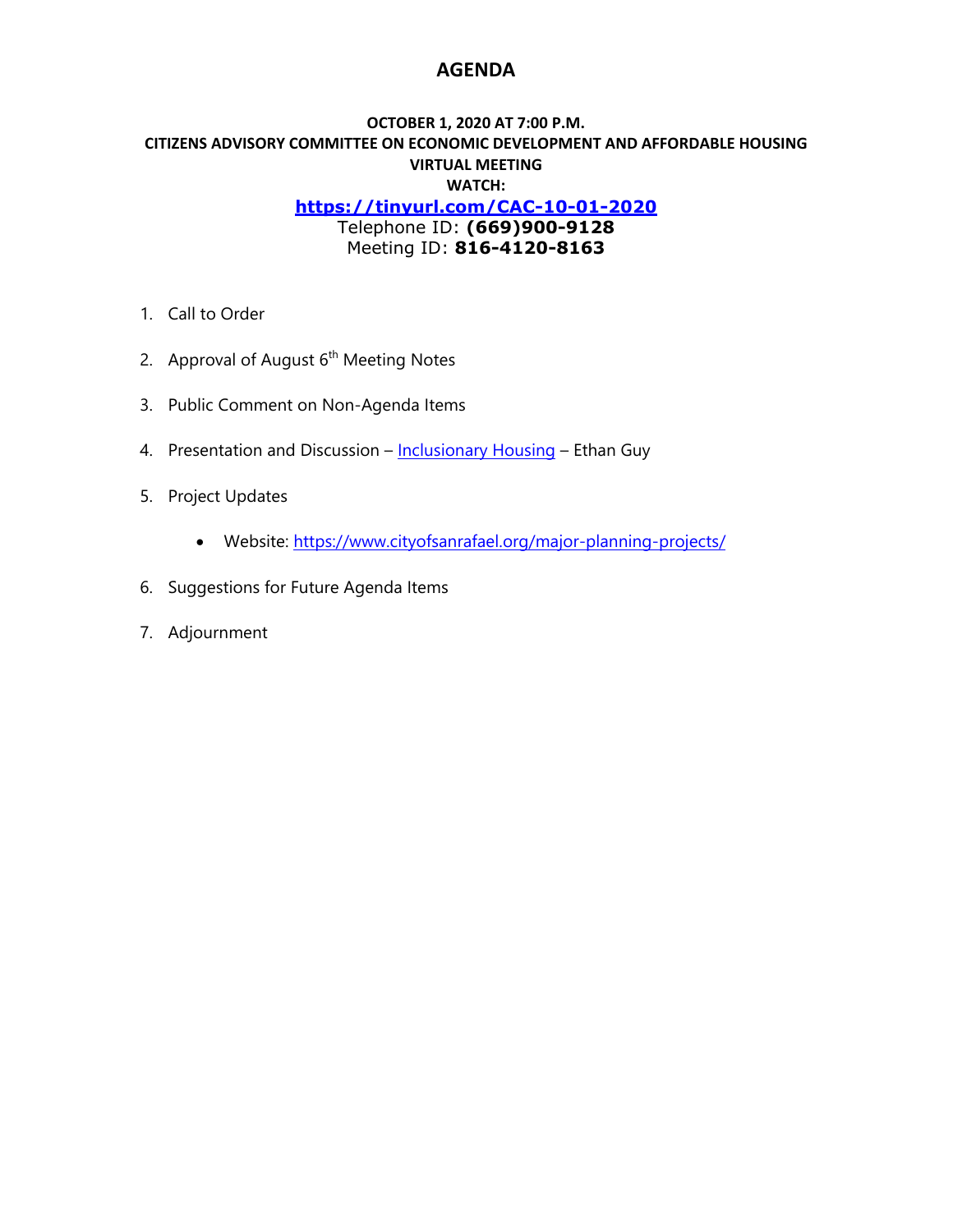# AGENDA

**OCTOBER 1, 2020 AT 7:00 P.M.**
**CITIZENS ADVISORY COMMITTEE ON ECONOMIC DEVELOPMENT AND AFFORDABLE HOUSING**
**VIRTUAL MEETING**
**WATCH:**

**https://tinyurl.com/CAC-10-01-2020**
Telephone ID: **(669)900-9128**
Meeting ID: **816-4120-8163**

1. Call to Order
2. Approval of August 6th Meeting Notes
3. Public Comment on Non-Agenda Items
4. Presentation and Discussion – Inclusionary Housing – Ethan Guy
5. Project Updates
   - Website: https://www.cityofsanrafael.org/major-planning-projects/
6. Suggestions for Future Agenda Items
7. Adjournment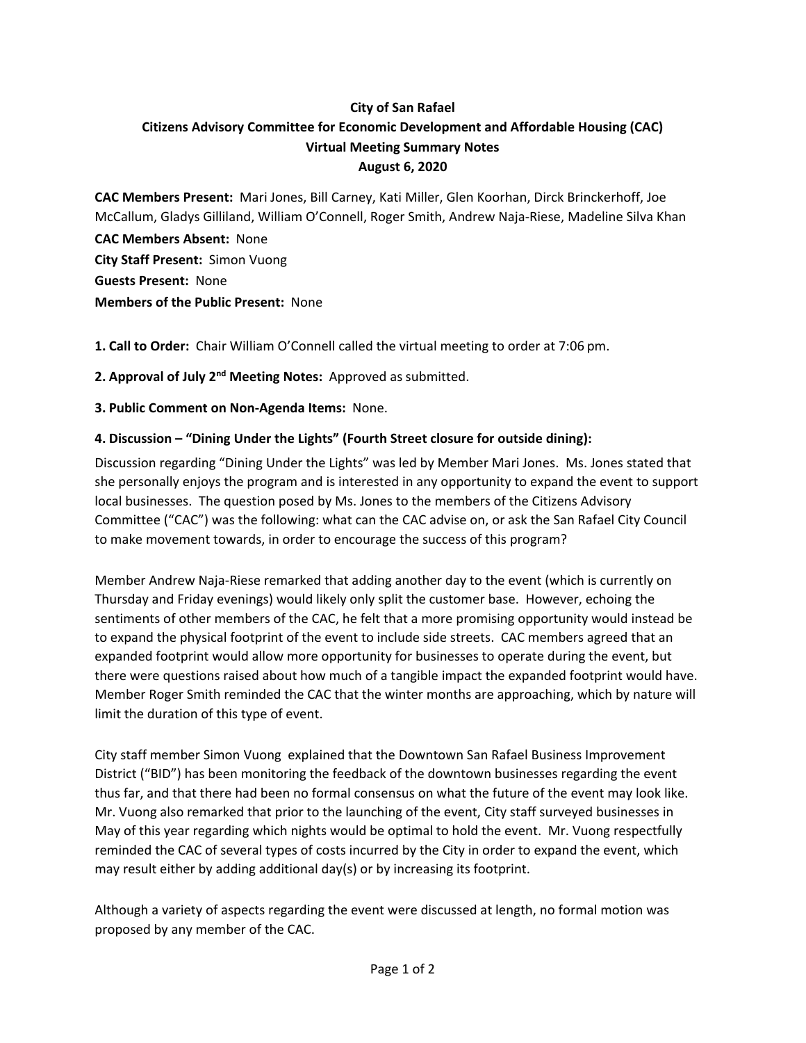**City of San Rafael**
**Citizens Advisory Committee for Economic Development and Affordable Housing (CAC)**
**Virtual Meeting Summary Notes**
**August 6, 2020**

**CAC Members Present:** Mari Jones, Bill Carney, Kati Miller, Glen Koorhan, Dirck Brinckerhoff, Joe McCallum, Gladys Gilliland, William O'Connell, Roger Smith, Andrew Naja-Riese, Madeline Silva Khan

**CAC Members Absent:** None

**City Staff Present:** Simon Vuong

**Guests Present:** None

**Members of the Public Present:** None

**1. Call to Order:** Chair William O'Connell called the virtual meeting to order at 7:06 pm.

**2. Approval of July 2nd Meeting Notes:** Approved as submitted.

**3. Public Comment on Non-Agenda Items:** None.

**4. Discussion – "Dining Under the Lights" (Fourth Street closure for outside dining):**

Discussion regarding "Dining Under the Lights" was led by Member Mari Jones. Ms. Jones stated that she personally enjoys the program and is interested in any opportunity to expand the event to support local businesses. The question posed by Ms. Jones to the members of the Citizens Advisory Committee ("CAC") was the following: what can the CAC advise on, or ask the San Rafael City Council to make movement towards, in order to encourage the success of this program?

Member Andrew Naja-Riese remarked that adding another day to the event (which is currently on Thursday and Friday evenings) would likely only split the customer base. However, echoing the sentiments of other members of the CAC, he felt that a more promising opportunity would instead be to expand the physical footprint of the event to include side streets. CAC members agreed that an expanded footprint would allow more opportunity for businesses to operate during the event, but there were questions raised about how much of a tangible impact the expanded footprint would have. Member Roger Smith reminded the CAC that the winter months are approaching, which by nature will limit the duration of this type of event.

City staff member Simon Vuong explained that the Downtown San Rafael Business Improvement District ("BID") has been monitoring the feedback of the downtown businesses regarding the event thus far, and that there had been no formal consensus on what the future of the event may look like. Mr. Vuong also remarked that prior to the launching of the event, City staff surveyed businesses in May of this year regarding which nights would be optimal to hold the event. Mr. Vuong respectfully reminded the CAC of several types of costs incurred by the City in order to expand the event, which may result either by adding additional day(s) or by increasing its footprint.

Although a variety of aspects regarding the event were discussed at length, no formal motion was proposed by any member of the CAC.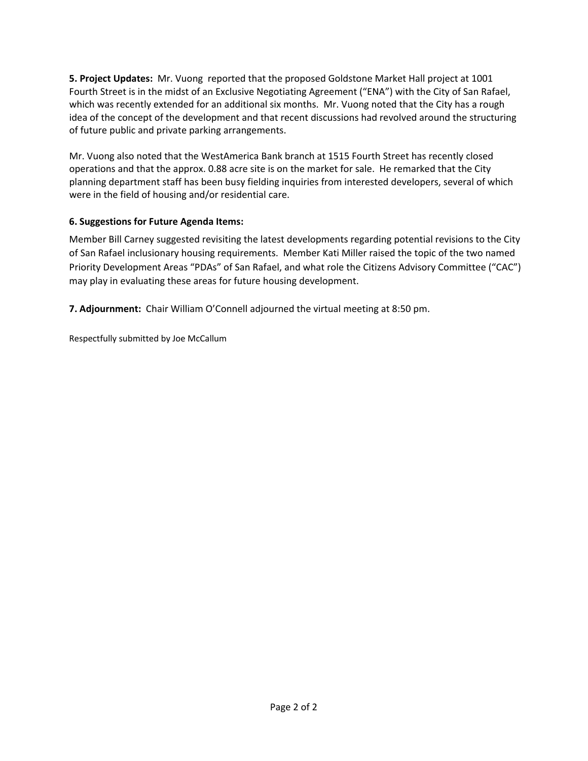**5. Project Updates:** Mr. Vuong reported that the proposed Goldstone Market Hall project at 1001 Fourth Street is in the midst of an Exclusive Negotiating Agreement ("ENA") with the City of San Rafael, which was recently extended for an additional six months. Mr. Vuong noted that the City has a rough idea of the concept of the development and that recent discussions had revolved around the structuring of future public and private parking arrangements.

Mr. Vuong also noted that the WestAmerica Bank branch at 1515 Fourth Street has recently closed operations and that the approx. 0.88 acre site is on the market for sale. He remarked that the City planning department staff has been busy fielding inquiries from interested developers, several of which were in the field of housing and/or residential care.

**6. Suggestions for Future Agenda Items:**

Member Bill Carney suggested revisiting the latest developments regarding potential revisions to the City of San Rafael inclusionary housing requirements. Member Kati Miller raised the topic of the two named Priority Development Areas "PDAs" of San Rafael, and what role the Citizens Advisory Committee ("CAC") may play in evaluating these areas for future housing development.

**7. Adjournment:** Chair William O'Connell adjourned the virtual meeting at 8:50 pm.

Respectfully submitted by Joe McCallum